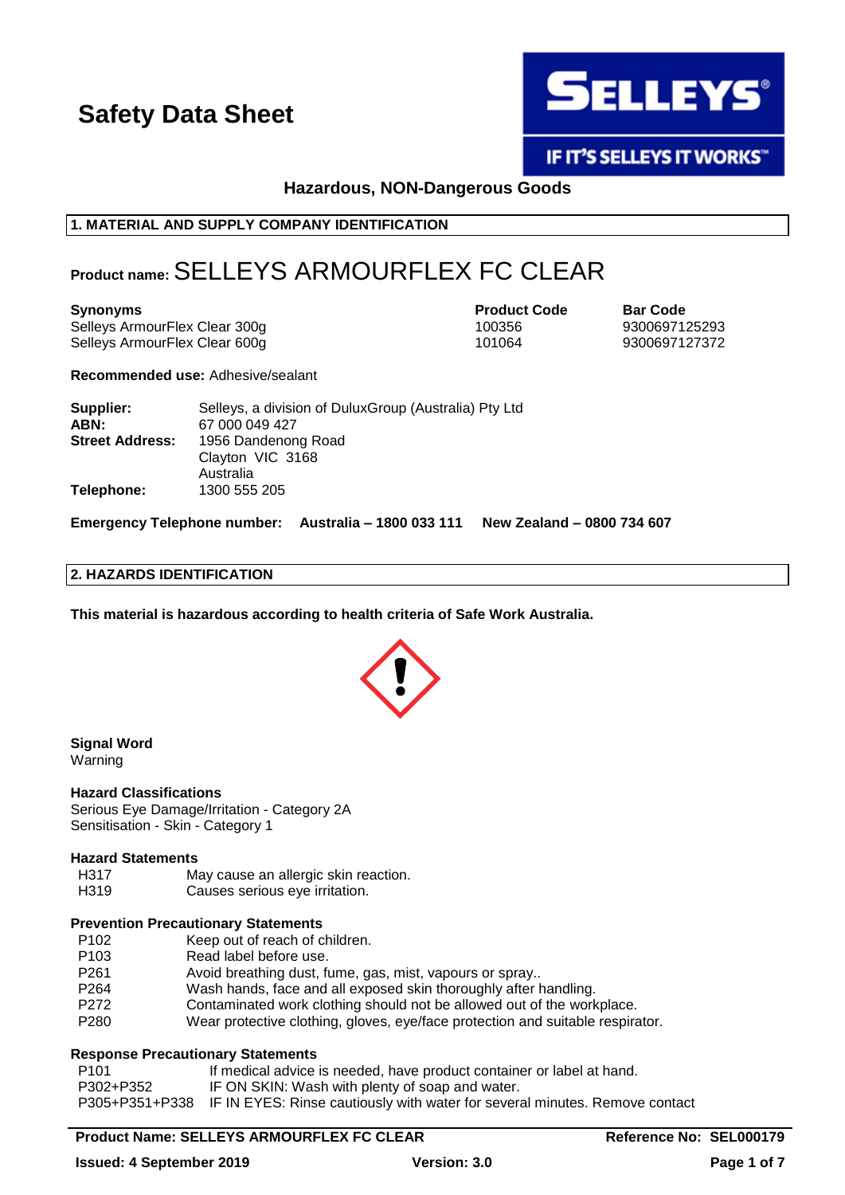# Safety Data Sheet

SELLEYS®
IF IT'S SELLEYS IT WORKS™

**Hazardous, NON-Dangerous Goods**

## 1. MATERIAL AND SUPPLY COMPANY IDENTIFICATION

**Product name:** SELLEYS ARMOURFLEX FC CLEAR

| **Synonyms** | **Product Code** | **Bar Code** |
|---|---|---|
| Selleys ArmourFlex Clear 300g | 100356 | 9300697125293 |
| Selleys ArmourFlex Clear 600g | 101064 | 9300697127372 |

**Recommended use:** Adhesive/sealant

**Supplier:** Selleys, a division of DuluxGroup (Australia) Pty Ltd
**ABN:** 67 000 049 427
**Street Address:** 1956 Dandenong Road
Clayton VIC 3168
Australia
**Telephone:** 1300 555 205

**Emergency Telephone number: Australia – 1800 033 111 New Zealand – 0800 734 607**

## 2. HAZARDS IDENTIFICATION

**This material is hazardous according to health criteria of Safe Work Australia.**

**Signal Word**
Warning

**Hazard Classifications**
Serious Eye Damage/Irritation - Category 2A
Sensitisation - Skin - Category 1

**Hazard Statements**

| | |
|---|---|
| H317 | May cause an allergic skin reaction. |
| H319 | Causes serious eye irritation. |

**Prevention Precautionary Statements**

| | |
|---|---|
| P102 | Keep out of reach of children. |
| P103 | Read label before use. |
| P261 | Avoid breathing dust, fume, gas, mist, vapours or spray.. |
| P264 | Wash hands, face and all exposed skin thoroughly after handling. |
| P272 | Contaminated work clothing should not be allowed out of the workplace. |
| P280 | Wear protective clothing, gloves, eye/face protection and suitable respirator. |

**Response Precautionary Statements**

| | |
|---|---|
| P101 | If medical advice is needed, have product container or label at hand. |
| P302+P352 | IF ON SKIN: Wash with plenty of soap and water. |
| P305+P351+P338 | IF IN EYES: Rinse cautiously with water for several minutes. Remove contact |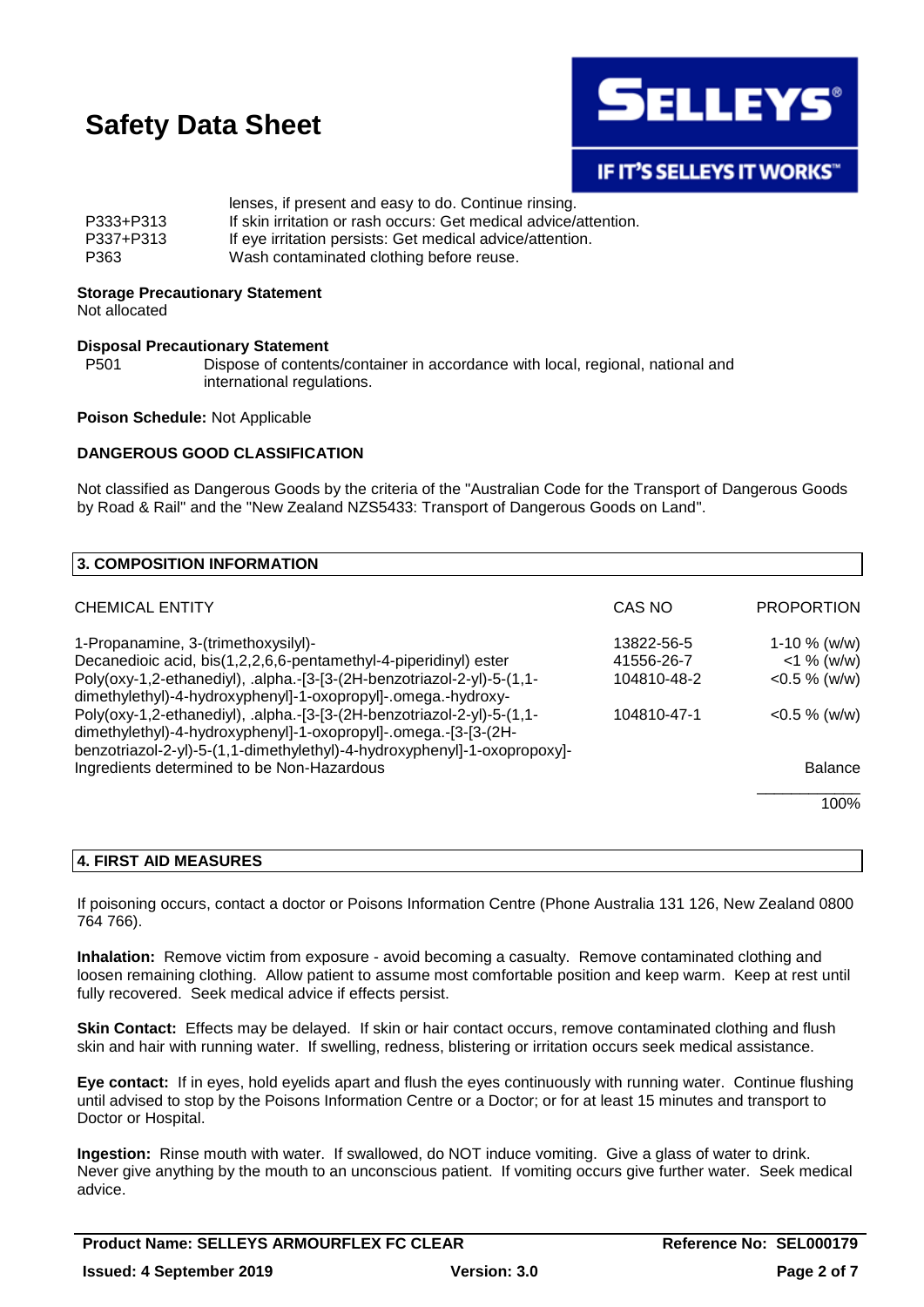lenses, if present and easy to do. Continue rinsing.

| | |
|---|---|
| P333+P313 | If skin irritation or rash occurs: Get medical advice/attention. |
| P337+P313 | If eye irritation persists: Get medical advice/attention. |
| P363 | Wash contaminated clothing before reuse. |

**Storage Precautionary Statement**
Not allocated

**Disposal Precautionary Statement**

| | |
|---|---|
| P501 | Dispose of contents/container in accordance with local, regional, national and international regulations. |

**Poison Schedule:** Not Applicable

**DANGEROUS GOOD CLASSIFICATION**

Not classified as Dangerous Goods by the criteria of the "Australian Code for the Transport of Dangerous Goods by Road & Rail" and the "New Zealand NZS5433: Transport of Dangerous Goods on Land".

## 3. COMPOSITION INFORMATION

| CHEMICAL ENTITY | CAS NO | PROPORTION |
|---|---|---|
| 1-Propanamine, 3-(trimethoxysilyl)- | 13822-56-5 | 1-10 % (w/w) |
| Decanedioic acid, bis(1,2,2,6,6-pentamethyl-4-piperidinyl) ester | 41556-26-7 | <1 % (w/w) |
| Poly(oxy-1,2-ethanediyl), .alpha.-[3-[3-(2H-benzotriazol-2-yl)-5-(1,1-dimethylethyl)-4-hydroxyphenyl]-1-oxopropyl]-.omega.-hydroxy- | 104810-48-2 | <0.5 % (w/w) |
| Poly(oxy-1,2-ethanediyl), .alpha.-[3-[3-(2H-benzotriazol-2-yl)-5-(1,1-dimethylethyl)-4-hydroxyphenyl]-1-oxopropyl]-.omega.-[3-[3-(2H-benzotriazol-2-yl)-5-(1,1-dimethylethyl)-4-hydroxyphenyl]-1-oxopropoxy]- | 104810-47-1 | <0.5 % (w/w) |
| Ingredients determined to be Non-Hazardous | | Balance |
| | | 100% |

## 4. FIRST AID MEASURES

If poisoning occurs, contact a doctor or Poisons Information Centre (Phone Australia 131 126, New Zealand 0800 764 766).

**Inhalation:** Remove victim from exposure - avoid becoming a casualty. Remove contaminated clothing and loosen remaining clothing. Allow patient to assume most comfortable position and keep warm. Keep at rest until fully recovered. Seek medical advice if effects persist.

**Skin Contact:** Effects may be delayed. If skin or hair contact occurs, remove contaminated clothing and flush skin and hair with running water. If swelling, redness, blistering or irritation occurs seek medical assistance.

**Eye contact:** If in eyes, hold eyelids apart and flush the eyes continuously with running water. Continue flushing until advised to stop by the Poisons Information Centre or a Doctor; or for at least 15 minutes and transport to Doctor or Hospital.

**Ingestion:** Rinse mouth with water. If swallowed, do NOT induce vomiting. Give a glass of water to drink. Never give anything by the mouth to an unconscious patient. If vomiting occurs give further water. Seek medical advice.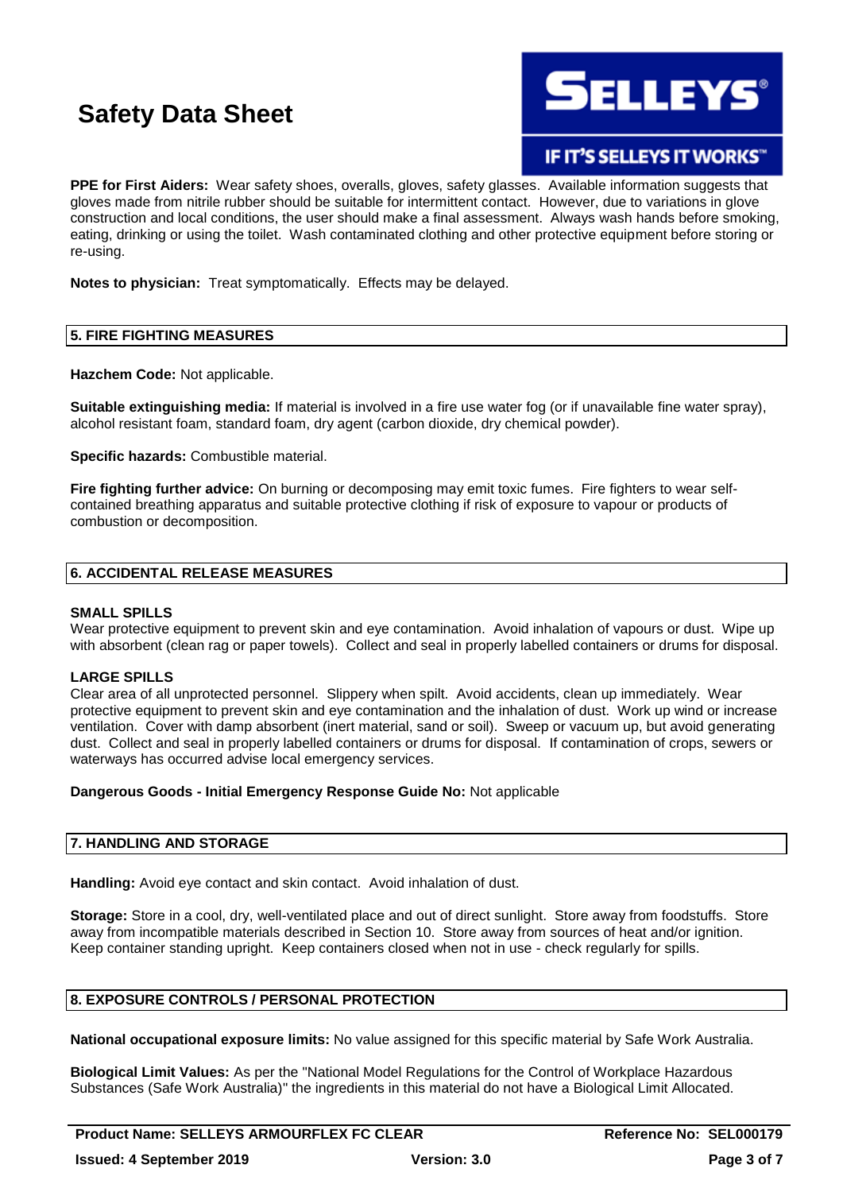**PPE for First Aiders:** Wear safety shoes, overalls, gloves, safety glasses. Available information suggests that gloves made from nitrile rubber should be suitable for intermittent contact. However, due to variations in glove construction and local conditions, the user should make a final assessment. Always wash hands before smoking, eating, drinking or using the toilet. Wash contaminated clothing and other protective equipment before storing or re-using.

**Notes to physician:** Treat symptomatically. Effects may be delayed.

## 5. FIRE FIGHTING MEASURES

**Hazchem Code:** Not applicable.

**Suitable extinguishing media:** If material is involved in a fire use water fog (or if unavailable fine water spray), alcohol resistant foam, standard foam, dry agent (carbon dioxide, dry chemical powder).

**Specific hazards:** Combustible material.

**Fire fighting further advice:** On burning or decomposing may emit toxic fumes. Fire fighters to wear self-contained breathing apparatus and suitable protective clothing if risk of exposure to vapour or products of combustion or decomposition.

## 6. ACCIDENTAL RELEASE MEASURES

**SMALL SPILLS**

Wear protective equipment to prevent skin and eye contamination. Avoid inhalation of vapours or dust. Wipe up with absorbent (clean rag or paper towels). Collect and seal in properly labelled containers or drums for disposal.

**LARGE SPILLS**

Clear area of all unprotected personnel. Slippery when spilt. Avoid accidents, clean up immediately. Wear protective equipment to prevent skin and eye contamination and the inhalation of dust. Work up wind or increase ventilation. Cover with damp absorbent (inert material, sand or soil). Sweep or vacuum up, but avoid generating dust. Collect and seal in properly labelled containers or drums for disposal. If contamination of crops, sewers or waterways has occurred advise local emergency services.

**Dangerous Goods - Initial Emergency Response Guide No:** Not applicable

## 7. HANDLING AND STORAGE

**Handling:** Avoid eye contact and skin contact. Avoid inhalation of dust.

**Storage:** Store in a cool, dry, well-ventilated place and out of direct sunlight. Store away from foodstuffs. Store away from incompatible materials described in Section 10. Store away from sources of heat and/or ignition. Keep container standing upright. Keep containers closed when not in use - check regularly for spills.

## 8. EXPOSURE CONTROLS / PERSONAL PROTECTION

**National occupational exposure limits:** No value assigned for this specific material by Safe Work Australia.

**Biological Limit Values:** As per the "National Model Regulations for the Control of Workplace Hazardous Substances (Safe Work Australia)" the ingredients in this material do not have a Biological Limit Allocated.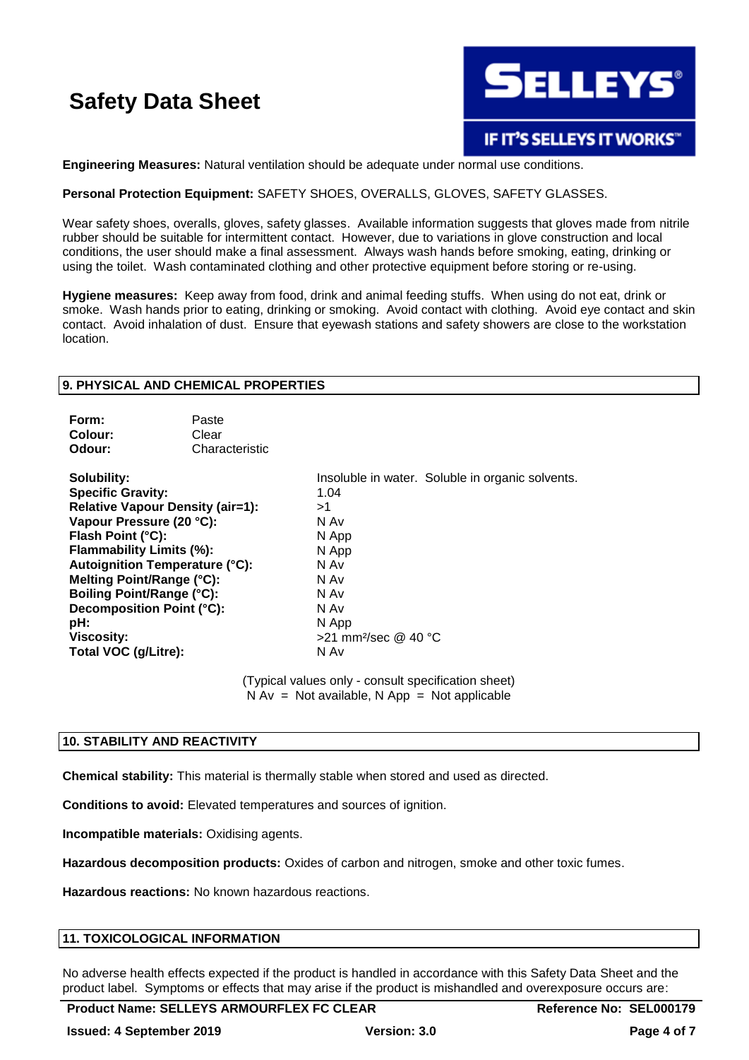**Engineering Measures:** Natural ventilation should be adequate under normal use conditions.

**Personal Protection Equipment:** SAFETY SHOES, OVERALLS, GLOVES, SAFETY GLASSES.

Wear safety shoes, overalls, gloves, safety glasses. Available information suggests that gloves made from nitrile rubber should be suitable for intermittent contact. However, due to variations in glove construction and local conditions, the user should make a final assessment. Always wash hands before smoking, eating, drinking or using the toilet. Wash contaminated clothing and other protective equipment before storing or re-using.

**Hygiene measures:** Keep away from food, drink and animal feeding stuffs. When using do not eat, drink or smoke. Wash hands prior to eating, drinking or smoking. Avoid contact with clothing. Avoid eye contact and skin contact. Avoid inhalation of dust. Ensure that eyewash stations and safety showers are close to the workstation location.

## 9. PHYSICAL AND CHEMICAL PROPERTIES

**Form:** Paste
**Colour:** Clear
**Odour:** Characteristic

| | |
|---|---|
| **Solubility:** | Insoluble in water. Soluble in organic solvents. |
| **Specific Gravity:** | 1.04 |
| **Relative Vapour Density (air=1):** | >1 |
| **Vapour Pressure (20 °C):** | N Av |
| **Flash Point (°C):** | N App |
| **Flammability Limits (%):** | N App |
| **Autoignition Temperature (°C):** | N Av |
| **Melting Point/Range (°C):** | N Av |
| **Boiling Point/Range (°C):** | N Av |
| **Decomposition Point (°C):** | N Av |
| **pH:** | N App |
| **Viscosity:** | >21 $mm^2$/sec @ 40 °C |
| **Total VOC (g/Litre):** | N Av |

(Typical values only - consult specification sheet)
N Av = Not available, N App = Not applicable

## 10. STABILITY AND REACTIVITY

**Chemical stability:** This material is thermally stable when stored and used as directed.

**Conditions to avoid:** Elevated temperatures and sources of ignition.

**Incompatible materials:** Oxidising agents.

**Hazardous decomposition products:** Oxides of carbon and nitrogen, smoke and other toxic fumes.

**Hazardous reactions:** No known hazardous reactions.

## 11. TOXICOLOGICAL INFORMATION

No adverse health effects expected if the product is handled in accordance with this Safety Data Sheet and the product label. Symptoms or effects that may arise if the product is mishandled and overexposure occurs are: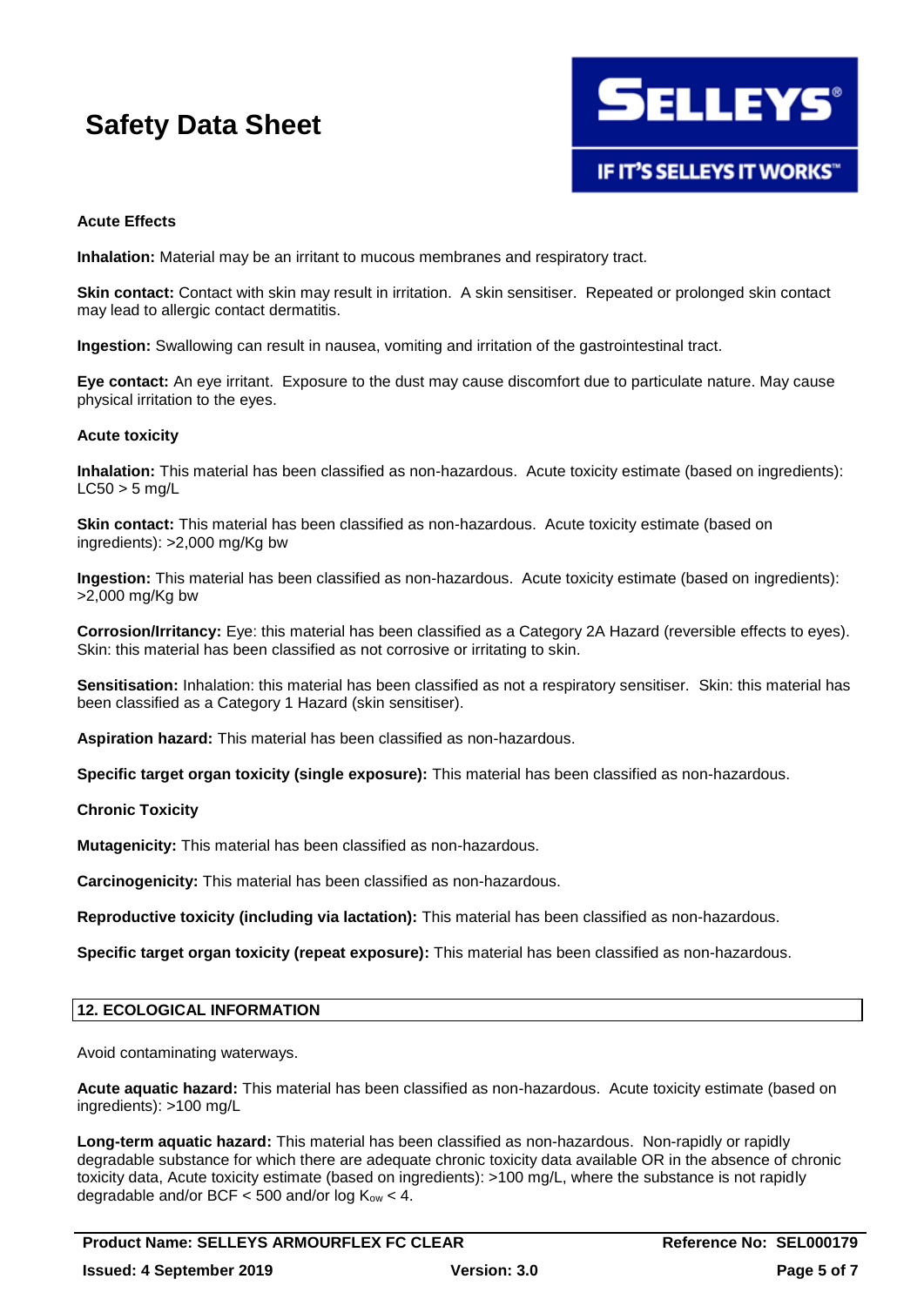**Acute Effects**

**Inhalation:** Material may be an irritant to mucous membranes and respiratory tract.

**Skin contact:** Contact with skin may result in irritation. A skin sensitiser. Repeated or prolonged skin contact may lead to allergic contact dermatitis.

**Ingestion:** Swallowing can result in nausea, vomiting and irritation of the gastrointestinal tract.

**Eye contact:** An eye irritant. Exposure to the dust may cause discomfort due to particulate nature. May cause physical irritation to the eyes.

**Acute toxicity**

**Inhalation:** This material has been classified as non-hazardous. Acute toxicity estimate (based on ingredients): LC50 > 5 mg/L

**Skin contact:** This material has been classified as non-hazardous. Acute toxicity estimate (based on ingredients): >2,000 mg/Kg bw

**Ingestion:** This material has been classified as non-hazardous. Acute toxicity estimate (based on ingredients): >2,000 mg/Kg bw

**Corrosion/Irritancy:** Eye: this material has been classified as a Category 2A Hazard (reversible effects to eyes). Skin: this material has been classified as not corrosive or irritating to skin.

**Sensitisation:** Inhalation: this material has been classified as not a respiratory sensitiser. Skin: this material has been classified as a Category 1 Hazard (skin sensitiser).

**Aspiration hazard:** This material has been classified as non-hazardous.

**Specific target organ toxicity (single exposure):** This material has been classified as non-hazardous.

**Chronic Toxicity**

**Mutagenicity:** This material has been classified as non-hazardous.

**Carcinogenicity:** This material has been classified as non-hazardous.

**Reproductive toxicity (including via lactation):** This material has been classified as non-hazardous.

**Specific target organ toxicity (repeat exposure):** This material has been classified as non-hazardous.

## 12. ECOLOGICAL INFORMATION

Avoid contaminating waterways.

**Acute aquatic hazard:** This material has been classified as non-hazardous. Acute toxicity estimate (based on ingredients): >100 mg/L

**Long-term aquatic hazard:** This material has been classified as non-hazardous. Non-rapidly or rapidly degradable substance for which there are adequate chronic toxicity data available OR in the absence of chronic toxicity data, Acute toxicity estimate (based on ingredients): >100 mg/L, where the substance is not rapidly degradable and/or BCF < 500 and/or log $K_{ow}$ < 4.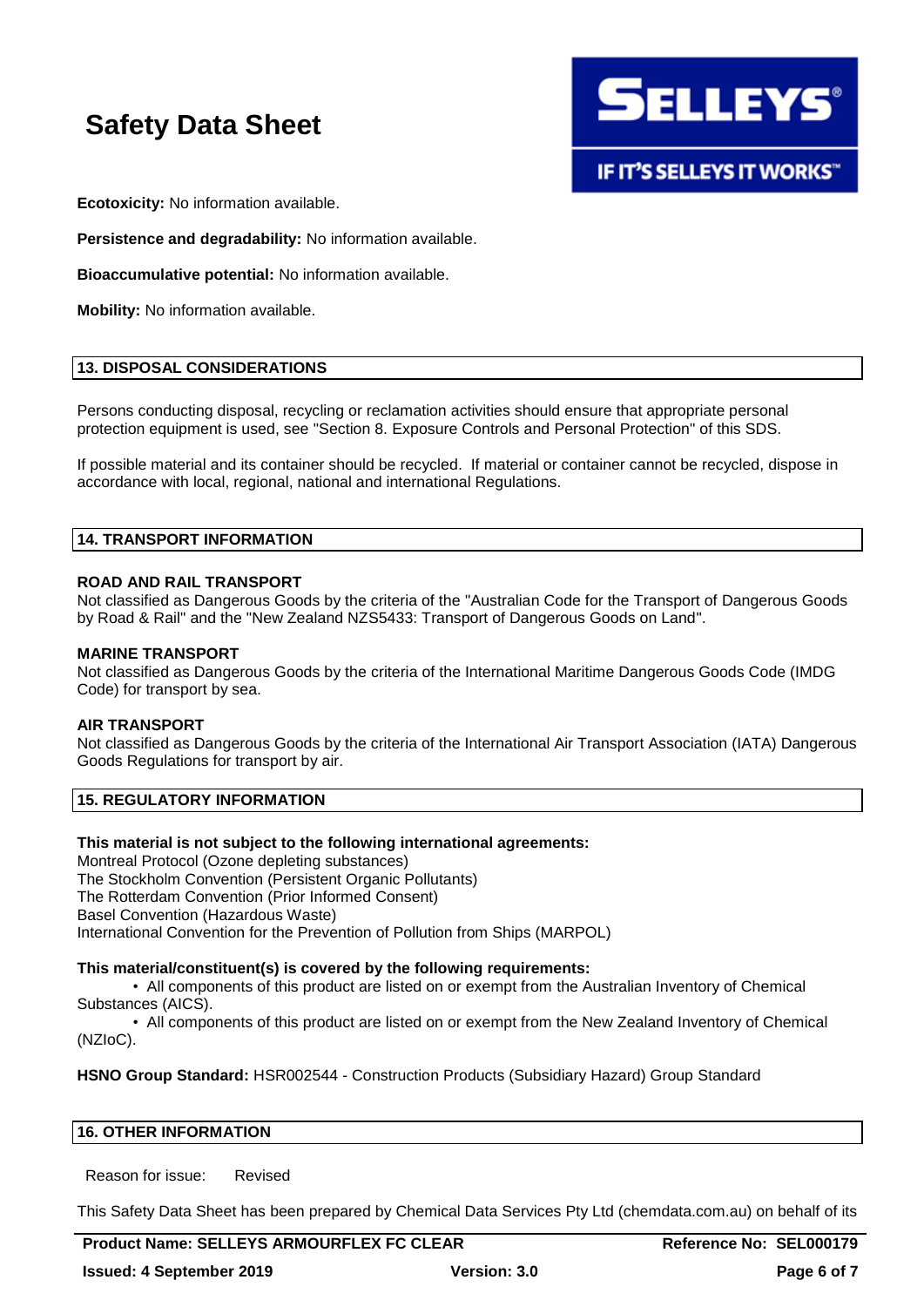**Ecotoxicity:** No information available.

**Persistence and degradability:** No information available.

**Bioaccumulative potential:** No information available.

**Mobility:** No information available.

## 13. DISPOSAL CONSIDERATIONS

Persons conducting disposal, recycling or reclamation activities should ensure that appropriate personal protection equipment is used, see "Section 8. Exposure Controls and Personal Protection" of this SDS.

If possible material and its container should be recycled. If material or container cannot be recycled, dispose in accordance with local, regional, national and international Regulations.

## 14. TRANSPORT INFORMATION

**ROAD AND RAIL TRANSPORT**
Not classified as Dangerous Goods by the criteria of the "Australian Code for the Transport of Dangerous Goods by Road & Rail" and the "New Zealand NZS5433: Transport of Dangerous Goods on Land".

**MARINE TRANSPORT**
Not classified as Dangerous Goods by the criteria of the International Maritime Dangerous Goods Code (IMDG Code) for transport by sea.

**AIR TRANSPORT**
Not classified as Dangerous Goods by the criteria of the International Air Transport Association (IATA) Dangerous Goods Regulations for transport by air.

## 15. REGULATORY INFORMATION

**This material is not subject to the following international agreements:**
Montreal Protocol (Ozone depleting substances)
The Stockholm Convention (Persistent Organic Pollutants)
The Rotterdam Convention (Prior Informed Consent)
Basel Convention (Hazardous Waste)
International Convention for the Prevention of Pollution from Ships (MARPOL)

**This material/constituent(s) is covered by the following requirements:**

- All components of this product are listed on or exempt from the Australian Inventory of Chemical Substances (AICS).
- All components of this product are listed on or exempt from the New Zealand Inventory of Chemical (NZIoC).

**HSNO Group Standard:** HSR002544 - Construction Products (Subsidiary Hazard) Group Standard

## 16. OTHER INFORMATION

Reason for issue: Revised

This Safety Data Sheet has been prepared by Chemical Data Services Pty Ltd (chemdata.com.au) on behalf of its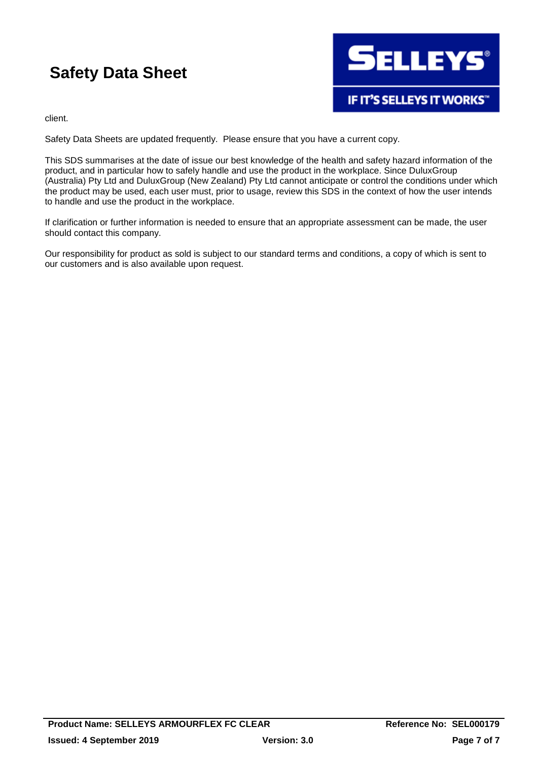client.

Safety Data Sheets are updated frequently. Please ensure that you have a current copy.

This SDS summarises at the date of issue our best knowledge of the health and safety hazard information of the product, and in particular how to safely handle and use the product in the workplace. Since DuluxGroup (Australia) Pty Ltd and DuluxGroup (New Zealand) Pty Ltd cannot anticipate or control the conditions under which the product may be used, each user must, prior to usage, review this SDS in the context of how the user intends to handle and use the product in the workplace.

If clarification or further information is needed to ensure that an appropriate assessment can be made, the user should contact this company.

Our responsibility for product as sold is subject to our standard terms and conditions, a copy of which is sent to our customers and is also available upon request.